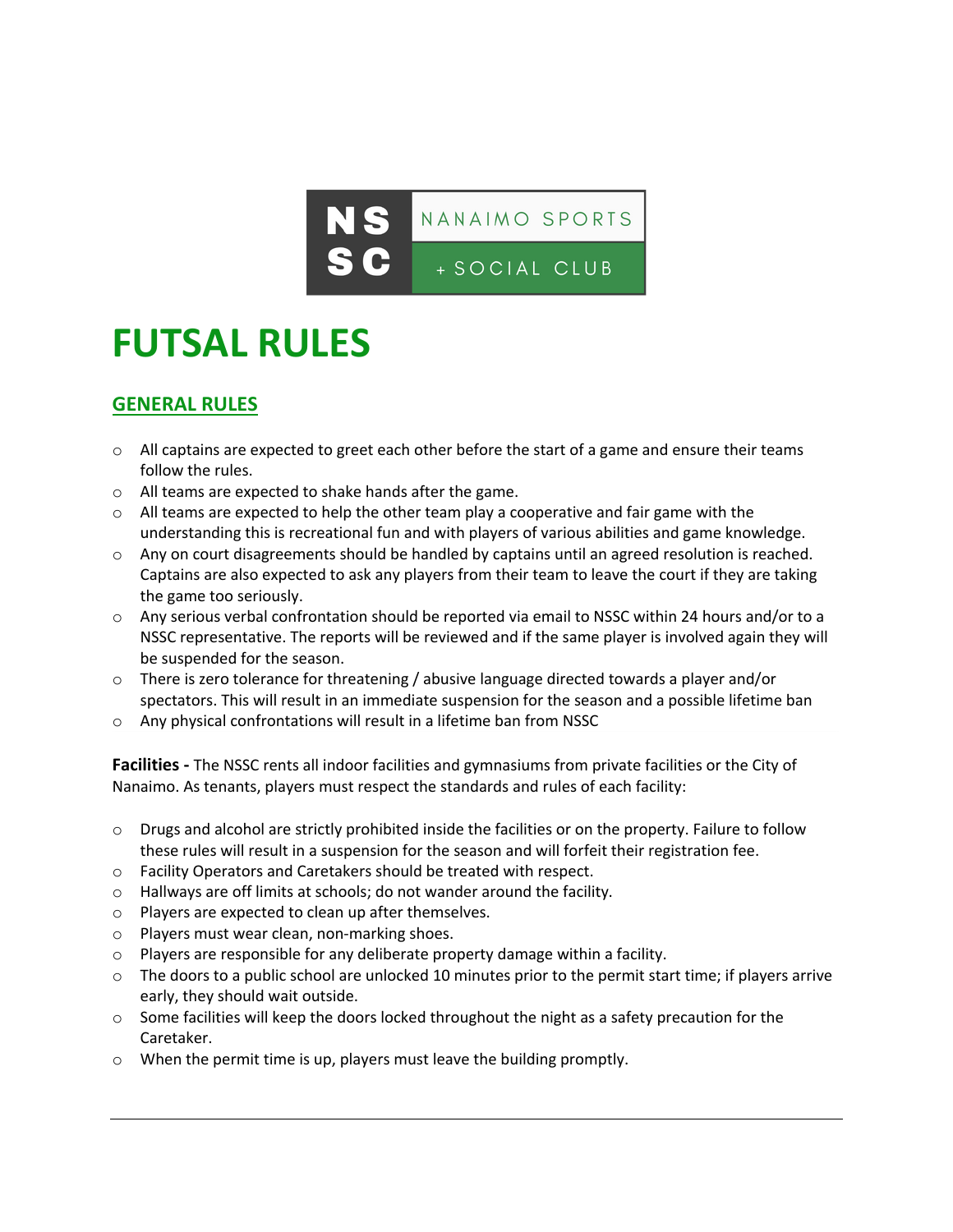NSSC NANAIMO SPORTS + SOCIAL CLUB

# FUTSAL RULES

## GENERAL RULES

- All captains are expected to greet each other before the start of a game and ensure their teams follow the rules.
- All teams are expected to shake hands after the game.
- All teams are expected to help the other team play a cooperative and fair game with the understanding this is recreational fun and with players of various abilities and game knowledge.
- Any on court disagreements should be handled by captains until an agreed resolution is reached. Captains are also expected to ask any players from their team to leave the court if they are taking the game too seriously.
- Any serious verbal confrontation should be reported via email to NSSC within 24 hours and/or to a NSSC representative. The reports will be reviewed and if the same player is involved again they will be suspended for the season.
- There is zero tolerance for threatening / abusive language directed towards a player and/or spectators. This will result in an immediate suspension for the season and a possible lifetime ban
- Any physical confrontations will result in a lifetime ban from NSSC

**Facilities -** The NSSC rents all indoor facilities and gymnasiums from private facilities or the City of Nanaimo. As tenants, players must respect the standards and rules of each facility:

- Drugs and alcohol are strictly prohibited inside the facilities or on the property. Failure to follow these rules will result in a suspension for the season and will forfeit their registration fee.
- Facility Operators and Caretakers should be treated with respect.
- Hallways are off limits at schools; do not wander around the facility.
- Players are expected to clean up after themselves.
- Players must wear clean, non-marking shoes.
- Players are responsible for any deliberate property damage within a facility.
- The doors to a public school are unlocked 10 minutes prior to the permit start time; if players arrive early, they should wait outside.
- Some facilities will keep the doors locked throughout the night as a safety precaution for the Caretaker.
- When the permit time is up, players must leave the building promptly.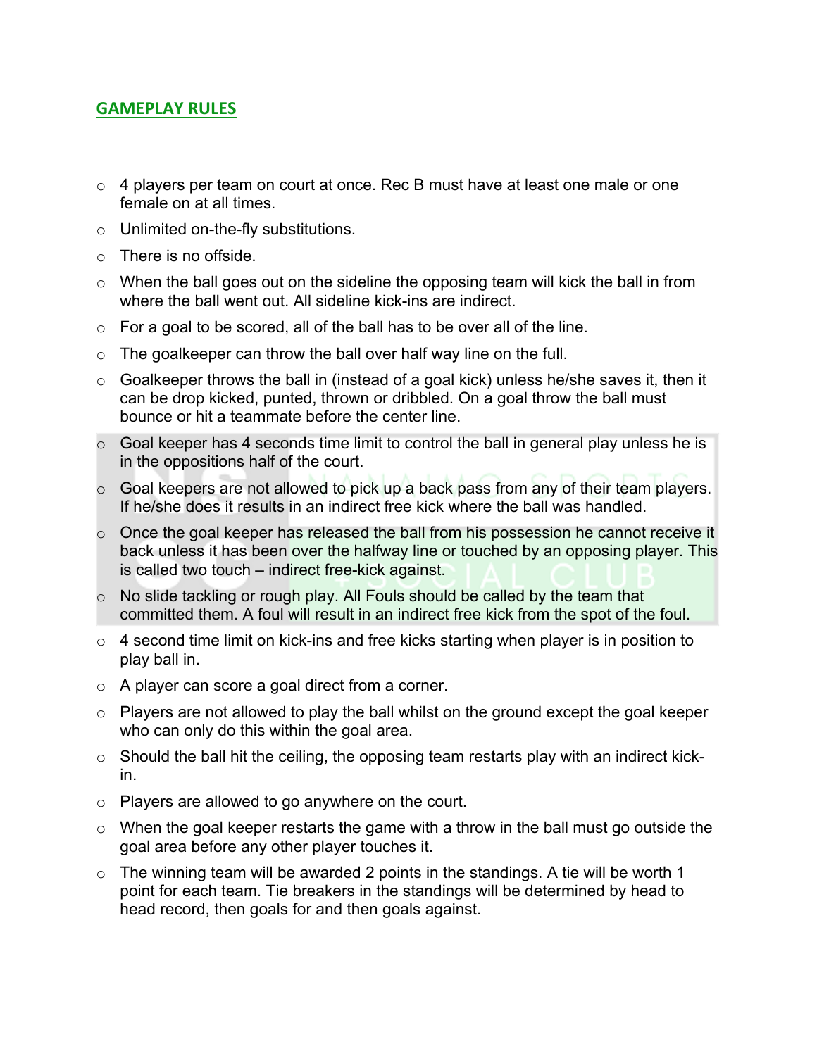## GAMEPLAY RULES

- 4 players per team on court at once. Rec B must have at least one male or one female on at all times.
- Unlimited on-the-fly substitutions.
- There is no offside.
- When the ball goes out on the sideline the opposing team will kick the ball in from where the ball went out. All sideline kick-ins are indirect.
- For a goal to be scored, all of the ball has to be over all of the line.
- The goalkeeper can throw the ball over half way line on the full.
- Goalkeeper throws the ball in (instead of a goal kick) unless he/she saves it, then it can be drop kicked, punted, thrown or dribbled. On a goal throw the ball must bounce or hit a teammate before the center line.
- Goal keeper has 4 seconds time limit to control the ball in general play unless he is in the oppositions half of the court.
- Goal keepers are not allowed to pick up a back pass from any of their team players. If he/she does it results in an indirect free kick where the ball was handled.
- Once the goal keeper has released the ball from his possession he cannot receive it back unless it has been over the halfway line or touched by an opposing player. This is called two touch – indirect free-kick against.
- No slide tackling or rough play. All Fouls should be called by the team that committed them. A foul will result in an indirect free kick from the spot of the foul.
- 4 second time limit on kick-ins and free kicks starting when player is in position to play ball in.
- A player can score a goal direct from a corner.
- Players are not allowed to play the ball whilst on the ground except the goal keeper who can only do this within the goal area.
- Should the ball hit the ceiling, the opposing team restarts play with an indirect kick-in.
- Players are allowed to go anywhere on the court.
- When the goal keeper restarts the game with a throw in the ball must go outside the goal area before any other player touches it.
- The winning team will be awarded 2 points in the standings. A tie will be worth 1 point for each team. Tie breakers in the standings will be determined by head to head record, then goals for and then goals against.